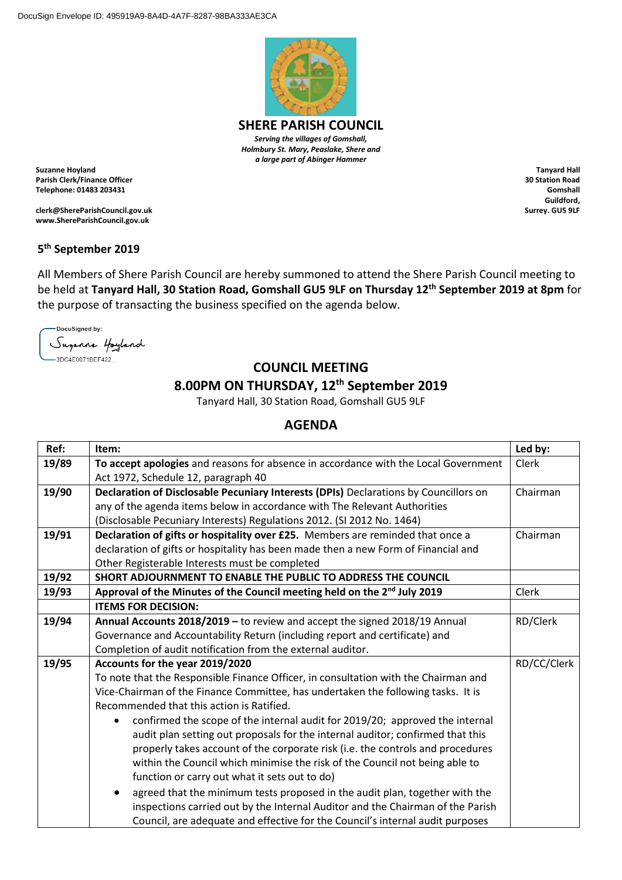DocuSign Envelope ID: 495919A9-8A4D-4A7F-8287-98BA333AE3CA

# SHERE PARISH COUNCIL

***Serving the villages of Gomshall, Holmbury St. Mary, Peaslake, Shere and a large part of Abinger Hammer***

**Suzanne Hoyland**
**Parish Clerk/Finance Officer**
**Telephone: 01483 203431**

**clerk@ShereParishCouncil.gov.uk**
**www.ShereParishCouncil.gov.uk**

**Tanyard Hall**
**30 Station Road**
**Gomshall**
**Guildford,**
**Surrey. GU5 9LF**

**5th September 2019**

All Members of Shere Parish Council are hereby summoned to attend the Shere Parish Council meeting to be held at **Tanyard Hall, 30 Station Road, Gomshall GU5 9LF on Thursday 12th September 2019 at 8pm** for the purpose of transacting the business specified on the agenda below.

DocuSigned by:
Suzanne Hoyland
3DC4E0071BEF422...

## COUNCIL MEETING
## 8.00PM ON THURSDAY, 12th September 2019

Tanyard Hall, 30 Station Road, Gomshall GU5 9LF

## AGENDA

| Ref: | Item: | Led by: |
|---|---|---|
| 19/89 | **To accept apologies** and reasons for absence in accordance with the Local Government Act 1972, Schedule 12, paragraph 40 | Clerk |
| 19/90 | **Declaration of Disclosable Pecuniary Interests (DPIs)** Declarations by Councillors on any of the agenda items below in accordance with The Relevant Authorities (Disclosable Pecuniary Interests) Regulations 2012. (SI 2012 No. 1464) | Chairman |
| 19/91 | **Declaration of gifts or hospitality over £25.** Members are reminded that once a declaration of gifts or hospitality has been made then a new Form of Financial and Other Registerable Interests must be completed | Chairman |
| 19/92 | **SHORT ADJOURNMENT TO ENABLE THE PUBLIC TO ADDRESS THE COUNCIL** | |
| 19/93 | **Approval of the Minutes of the Council meeting held on the 2nd July 2019** | Clerk |
| | **ITEMS FOR DECISION:** | |
| 19/94 | **Annual Accounts 2018/2019 –** to review and accept the signed 2018/19 Annual Governance and Accountability Return (including report and certificate) and Completion of audit notification from the external auditor. | RD/Clerk |
| 19/95 | **Accounts for the year 2019/2020**<br>To note that the Responsible Finance Officer, in consultation with the Chairman and Vice-Chairman of the Finance Committee, has undertaken the following tasks. It is Recommended that this action is Ratified.<br>• confirmed the scope of the internal audit for 2019/20; approved the internal audit plan setting out proposals for the internal auditor; confirmed that this properly takes account of the corporate risk (i.e. the controls and procedures within the Council which minimise the risk of the Council not being able to function or carry out what it sets out to do)<br>• agreed that the minimum tests proposed in the audit plan, together with the inspections carried out by the Internal Auditor and the Chairman of the Parish Council, are adequate and effective for the Council's internal audit purposes | RD/CC/Clerk |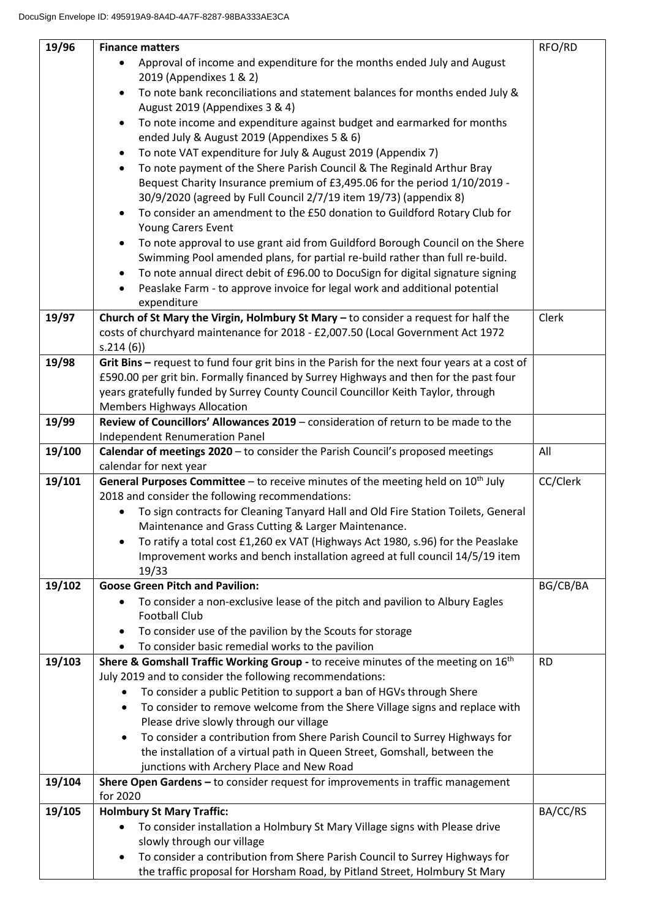| | | |
|---|---|---|
| **19/96** | **Finance matters**<br>• Approval of income and expenditure for the months ended July and August 2019 (Appendixes 1 & 2)<br>• To note bank reconciliations and statement balances for months ended July & August 2019 (Appendixes 3 & 4)<br>• To note income and expenditure against budget and earmarked for months ended July & August 2019 (Appendixes 5 & 6)<br>• To note VAT expenditure for July & August 2019 (Appendix 7)<br>• To note payment of the Shere Parish Council & The Reginald Arthur Bray Bequest Charity Insurance premium of £3,495.06 for the period 1/10/2019 - 30/9/2020 (agreed by Full Council 2/7/19 item 19/73) (appendix 8)<br>• To consider an amendment to the £50 donation to Guildford Rotary Club for Young Carers Event<br>• To note approval to use grant aid from Guildford Borough Council on the Shere Swimming Pool amended plans, for partial re-build rather than full re-build.<br>• To note annual direct debit of £96.00 to DocuSign for digital signature signing<br>• Peaslake Farm - to approve invoice for legal work and additional potential expenditure | RFO/RD |
| **19/97** | **Church of St Mary the Virgin, Holmbury St Mary –** to consider a request for half the costs of churchyard maintenance for 2018 - £2,007.50 (Local Government Act 1972 s.214 (6)) | Clerk |
| **19/98** | **Grit Bins –** request to fund four grit bins in the Parish for the next four years at a cost of £590.00 per grit bin. Formally financed by Surrey Highways and then for the past four years gratefully funded by Surrey County Council Councillor Keith Taylor, through Members Highways Allocation | |
| **19/99** | **Review of Councillors' Allowances 2019** – consideration of return to be made to the Independent Renumeration Panel | |
| **19/100** | **Calendar of meetings 2020** – to consider the Parish Council's proposed meetings calendar for next year | All |
| **19/101** | **General Purposes Committee** – to receive minutes of the meeting held on 10th July 2018 and consider the following recommendations:<br>• To sign contracts for Cleaning Tanyard Hall and Old Fire Station Toilets, General Maintenance and Grass Cutting & Larger Maintenance.<br>• To ratify a total cost £1,260 ex VAT (Highways Act 1980, s.96) for the Peaslake Improvement works and bench installation agreed at full council 14/5/19 item 19/33 | CC/Clerk |
| **19/102** | **Goose Green Pitch and Pavilion:**<br>• To consider a non-exclusive lease of the pitch and pavilion to Albury Eagles Football Club<br>• To consider use of the pavilion by the Scouts for storage<br>• To consider basic remedial works to the pavilion | BG/CB/BA |
| **19/103** | **Shere & Gomshall Traffic Working Group -** to receive minutes of the meeting on 16th July 2019 and to consider the following recommendations:<br>• To consider a public Petition to support a ban of HGVs through Shere<br>• To consider to remove welcome from the Shere Village signs and replace with Please drive slowly through our village<br>• To consider a contribution from Shere Parish Council to Surrey Highways for the installation of a virtual path in Queen Street, Gomshall, between the junctions with Archery Place and New Road | RD |
| **19/104** | **Shere Open Gardens –** to consider request for improvements in traffic management for 2020 | |
| **19/105** | **Holmbury St Mary Traffic:**<br>• To consider installation a Holmbury St Mary Village signs with Please drive slowly through our village<br>• To consider a contribution from Shere Parish Council to Surrey Highways for the traffic proposal for Horsham Road, by Pitland Street, Holmbury St Mary | BA/CC/RS |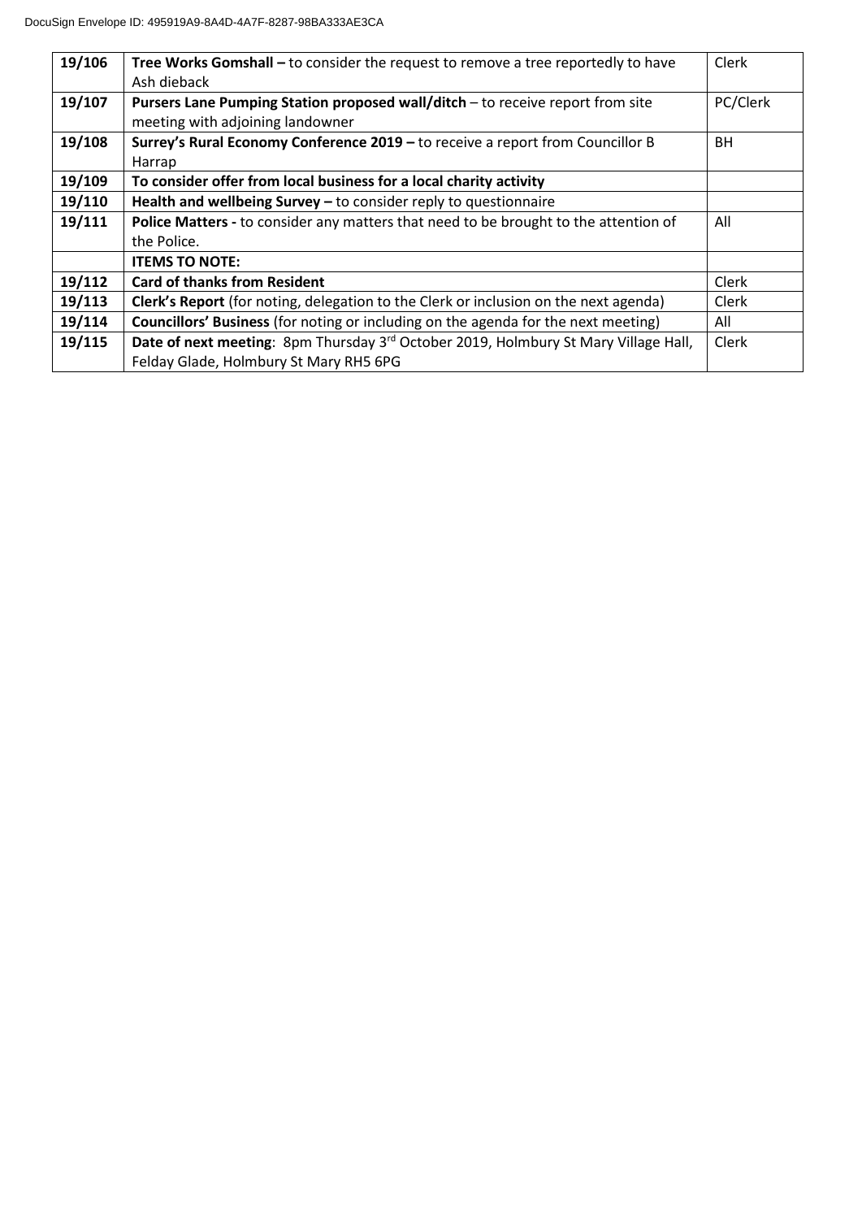DocuSign Envelope ID: 495919A9-8A4D-4A7F-8287-98BA333AE3CA

| | | |
|---|---|---|
| **19/106** | **Tree Works Gomshall –** to consider the request to remove a tree reportedly to have Ash dieback | Clerk |
| **19/107** | **Pursers Lane Pumping Station proposed wall/ditch** – to receive report from site meeting with adjoining landowner | PC/Clerk |
| **19/108** | **Surrey's Rural Economy Conference 2019 –** to receive a report from Councillor B Harrap | BH |
| **19/109** | **To consider offer from local business for a local charity activity** | |
| **19/110** | **Health and wellbeing Survey –** to consider reply to questionnaire | |
| **19/111** | **Police Matters -** to consider any matters that need to be brought to the attention of the Police. | All |
| | **ITEMS TO NOTE:** | |
| **19/112** | **Card of thanks from Resident** | Clerk |
| **19/113** | **Clerk's Report** (for noting, delegation to the Clerk or inclusion on the next agenda) | Clerk |
| **19/114** | **Councillors' Business** (for noting or including on the agenda for the next meeting) | All |
| **19/115** | **Date of next meeting**: 8pm Thursday 3rd October 2019, Holmbury St Mary Village Hall, Felday Glade, Holmbury St Mary RH5 6PG | Clerk |